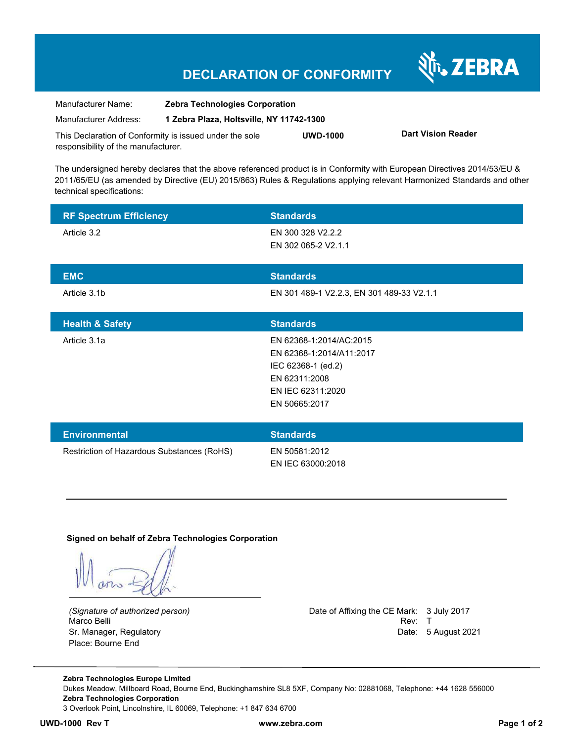# DECLARATION OF CONFORMITY

ZEBRA

| | |
|---|---|
| Manufacturer Name: | **Zebra Technologies Corporation** |
| Manufacturer Address: | **1 Zebra Plaza, Holtsville, NY 11742-1300** |

This Declaration of Conformity is issued under the sole responsibility of the manufacturer. **UWD-1000** **Dart Vision Reader**

The undersigned hereby declares that the above referenced product is in Conformity with European Directives 2014/53/EU & 2011/65/EU (as amended by Directive (EU) 2015/863) Rules & Regulations applying relevant Harmonized Standards and other technical specifications:

| RF Spectrum Efficiency | Standards |
|---|---|
| Article 3.2 | EN 300 328 V2.2.2<br>EN 302 065-2 V2.1.1 |

| EMC | Standards |
|---|---|
| Article 3.1b | EN 301 489-1 V2.2.3, EN 301 489-33 V2.1.1 |

| Health & Safety | Standards |
|---|---|
| Article 3.1a | EN 62368-1:2014/AC:2015<br>EN 62368-1:2014/A11:2017<br>IEC 62368-1 (ed.2)<br>EN 62311:2008<br>EN IEC 62311:2020<br>EN 50665:2017 |

| Environmental | Standards |
|---|---|
| Restriction of Hazardous Substances (RoHS) | EN 50581:2012<br>EN IEC 63000:2018 |

---

**Signed on behalf of Zebra Technologies Corporation**

*(Signature of authorized person)*
Marco Belli
Sr. Manager, Regulatory
Place: Bourne End

Date of Affixing the CE Mark: 3 July 2017
Rev: T
Date: 5 August 2021

---

**Zebra Technologies Europe Limited**
Dukes Meadow, Millboard Road, Bourne End, Buckinghamshire SL8 5XF, Company No: 02881068, Telephone: +44 1628 556000
**Zebra Technologies Corporation**
3 Overlook Point, Lincolnshire, IL 60069, Telephone: +1 847 634 6700

**UWD-1000 Rev T** **www.zebra.com**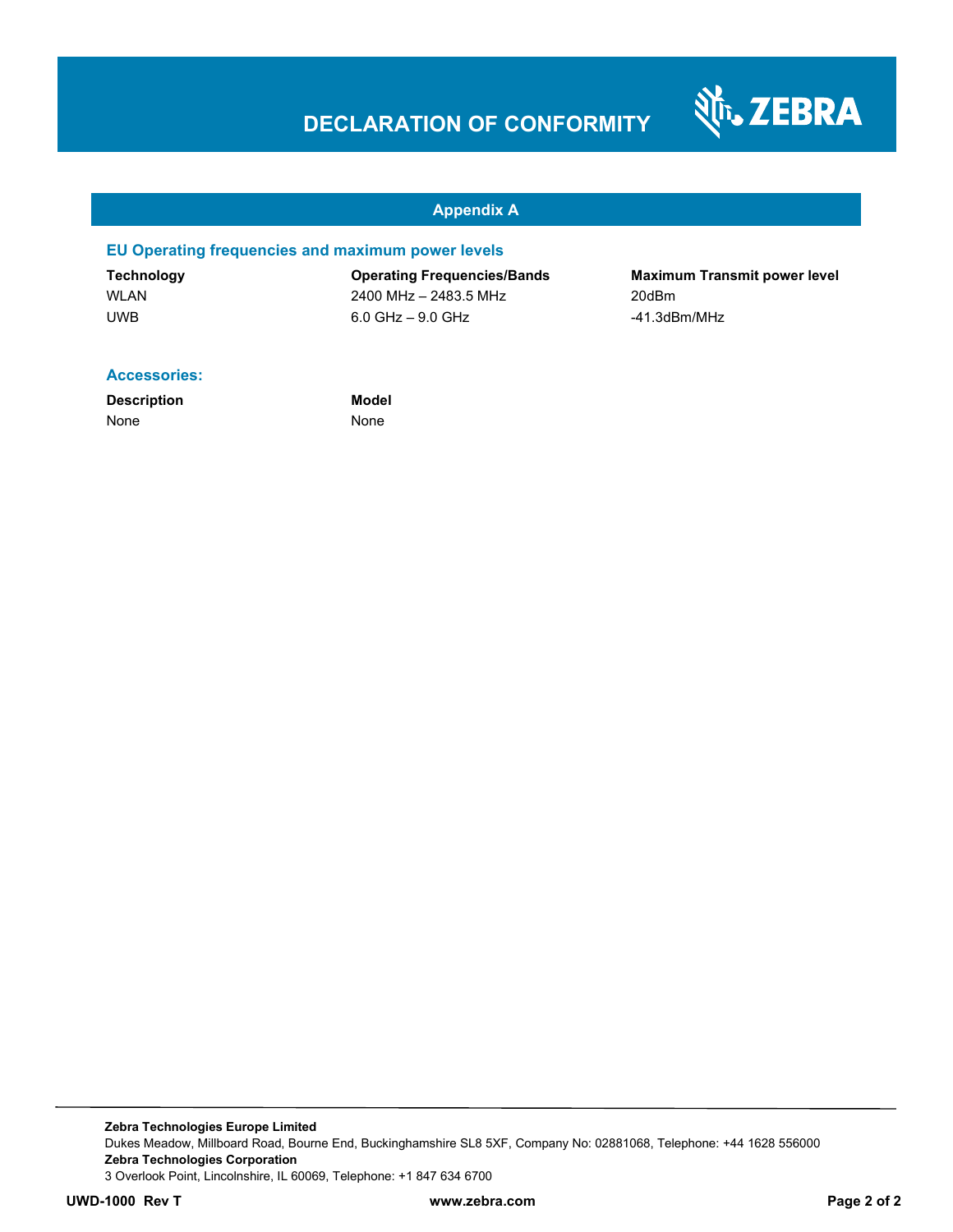# DECLARATION OF CONFORMITY

## Appendix A

### EU Operating frequencies and maximum power levels

| Technology | Operating Frequencies/Bands | Maximum Transmit power level |
|---|---|---|
| WLAN | 2400 MHz – 2483.5 MHz | 20dBm |
| UWB | 6.0 GHz – 9.0 GHz | -41.3dBm/MHz |

### Accessories:

| Description | Model |
|---|---|
| None | None |

**Zebra Technologies Europe Limited**
Dukes Meadow, Millboard Road, Bourne End, Buckinghamshire SL8 5XF, Company No: 02881068, Telephone: +44 1628 556000
**Zebra Technologies Corporation**
3 Overlook Point, Lincolnshire, IL 60069, Telephone: +1 847 634 6700

**UWD-1000 Rev T** **www.zebra.com**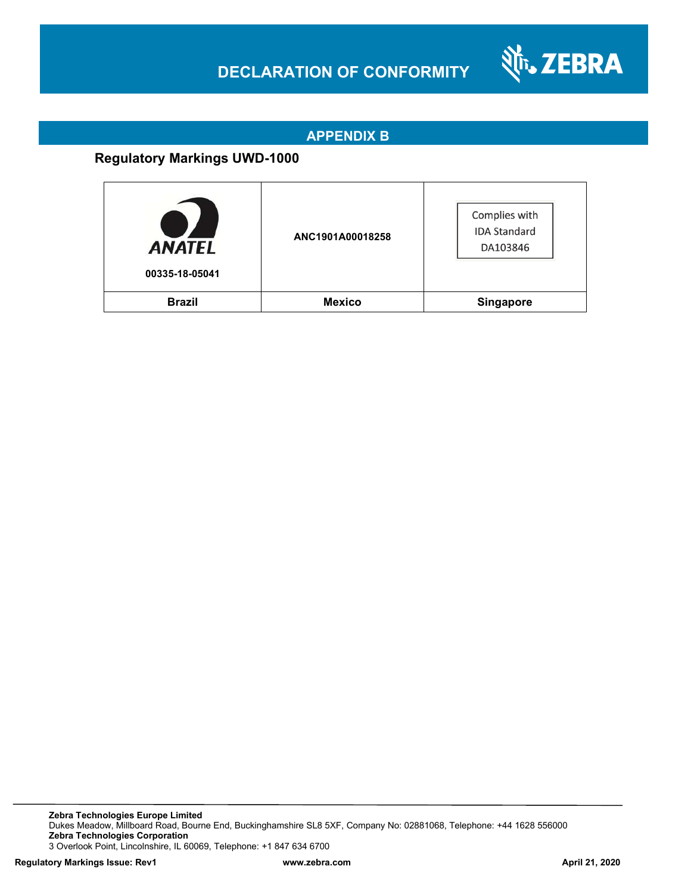# DECLARATION OF CONFORMITY

## APPENDIX B

### Regulatory Markings UWD-1000

| | | |
|---|---|---|
| ANATEL<br>**00335-18-05041** | **ANC1901A00018258** | Complies with IDA Standard DA103846 |
| **Brazil** | **Mexico** | **Singapore** |

**Zebra Technologies Europe Limited**
Dukes Meadow, Millboard Road, Bourne End, Buckinghamshire SL8 5XF, Company No: 02881068, Telephone: +44 1628 556000
**Zebra Technologies Corporation**
3 Overlook Point, Lincolnshire, IL 60069, Telephone: +1 847 634 6700

**Regulatory Markings Issue: Rev1** **www.zebra.com** **April 21, 2020**